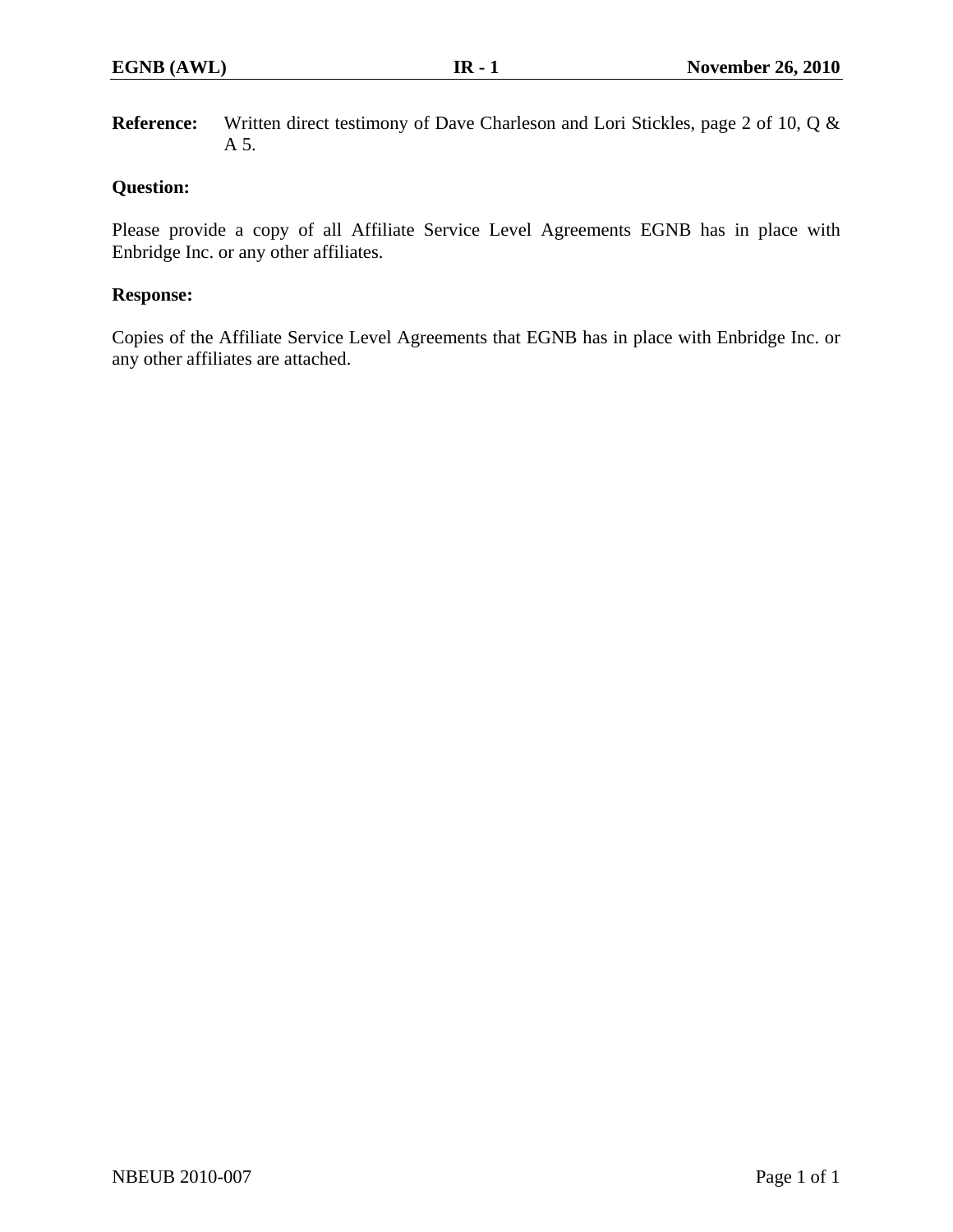**Reference:** Written direct testimony of Dave Charleson and Lori Stickles, page 2 of 10, Q & A 5.

**Question:**

Please provide a copy of all Affiliate Service Level Agreements EGNB has in place with Enbridge Inc. or any other affiliates.

**Response:**

Copies of the Affiliate Service Level Agreements that EGNB has in place with Enbridge Inc. or any other affiliates are attached.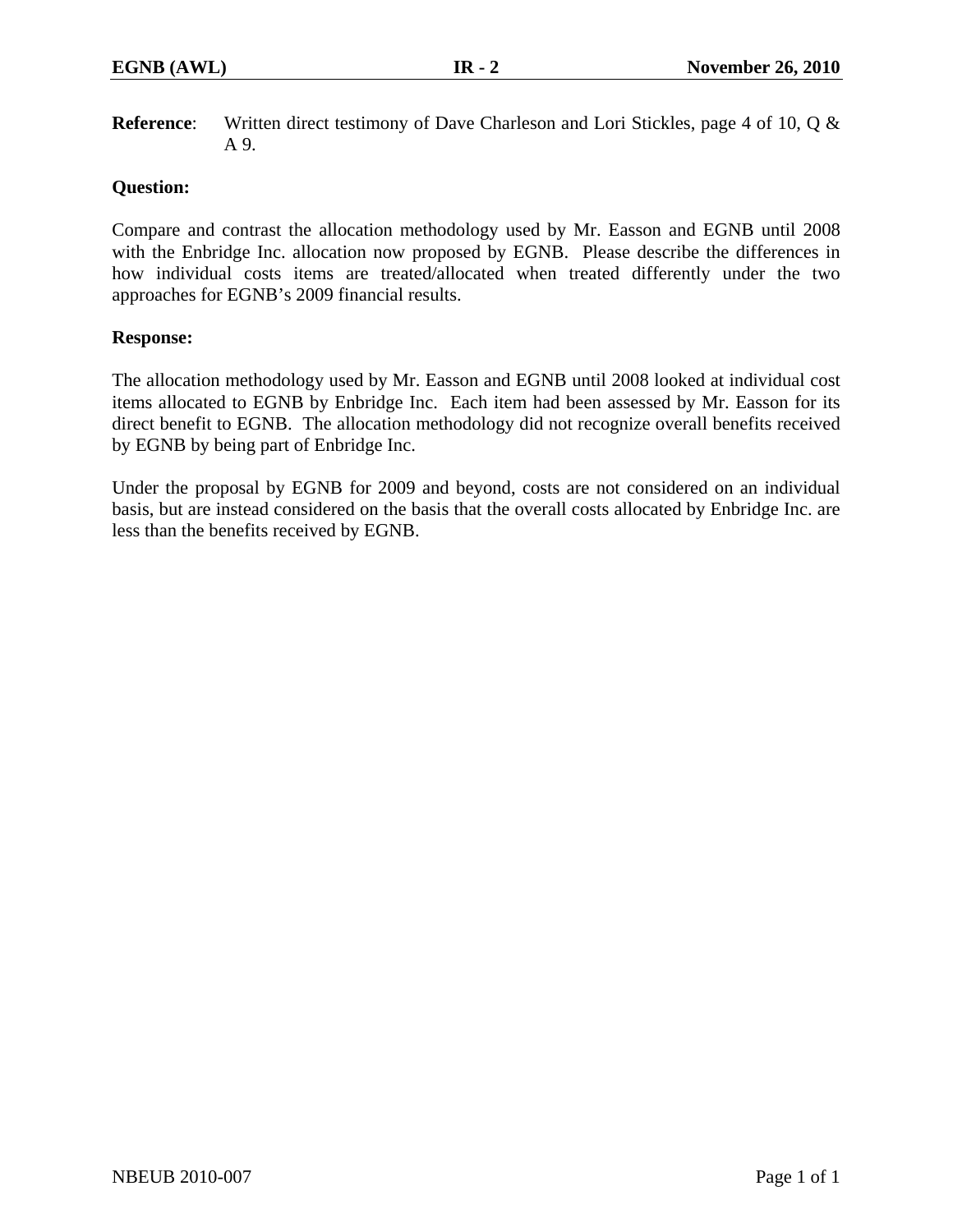**Reference**: Written direct testimony of Dave Charleson and Lori Stickles, page 4 of 10, Q & A 9.

**Question:**

Compare and contrast the allocation methodology used by Mr. Easson and EGNB until 2008 with the Enbridge Inc. allocation now proposed by EGNB. Please describe the differences in how individual costs items are treated/allocated when treated differently under the two approaches for EGNB's 2009 financial results.

**Response:**

The allocation methodology used by Mr. Easson and EGNB until 2008 looked at individual cost items allocated to EGNB by Enbridge Inc. Each item had been assessed by Mr. Easson for its direct benefit to EGNB. The allocation methodology did not recognize overall benefits received by EGNB by being part of Enbridge Inc.

Under the proposal by EGNB for 2009 and beyond, costs are not considered on an individual basis, but are instead considered on the basis that the overall costs allocated by Enbridge Inc. are less than the benefits received by EGNB.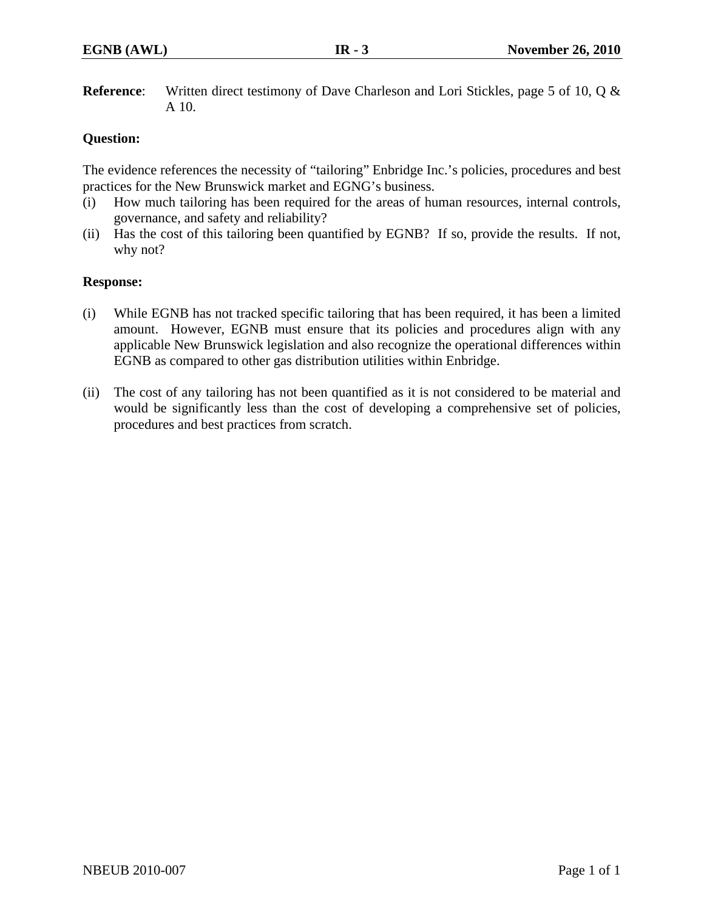**Reference**: Written direct testimony of Dave Charleson and Lori Stickles, page 5 of 10, Q & A 10.

**Question:**

The evidence references the necessity of "tailoring" Enbridge Inc.'s policies, procedures and best practices for the New Brunswick market and EGNG's business.

(i) How much tailoring has been required for the areas of human resources, internal controls, governance, and safety and reliability?

(ii) Has the cost of this tailoring been quantified by EGNB? If so, provide the results. If not, why not?

**Response:**

(i) While EGNB has not tracked specific tailoring that has been required, it has been a limited amount. However, EGNB must ensure that its policies and procedures align with any applicable New Brunswick legislation and also recognize the operational differences within EGNB as compared to other gas distribution utilities within Enbridge.

(ii) The cost of any tailoring has not been quantified as it is not considered to be material and would be significantly less than the cost of developing a comprehensive set of policies, procedures and best practices from scratch.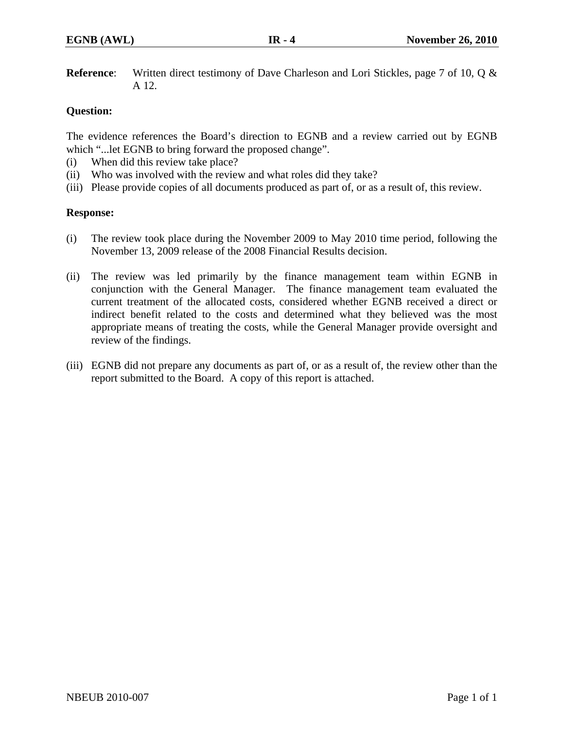**Reference**: Written direct testimony of Dave Charleson and Lori Stickles, page 7 of 10, Q & A 12.

**Question:**

The evidence references the Board's direction to EGNB and a review carried out by EGNB which "...let EGNB to bring forward the proposed change".

(i) When did this review take place?
(ii) Who was involved with the review and what roles did they take?
(iii) Please provide copies of all documents produced as part of, or as a result of, this review.

**Response:**

(i) The review took place during the November 2009 to May 2010 time period, following the November 13, 2009 release of the 2008 Financial Results decision.

(ii) The review was led primarily by the finance management team within EGNB in conjunction with the General Manager. The finance management team evaluated the current treatment of the allocated costs, considered whether EGNB received a direct or indirect benefit related to the costs and determined what they believed was the most appropriate means of treating the costs, while the General Manager provide oversight and review of the findings.

(iii) EGNB did not prepare any documents as part of, or as a result of, the review other than the report submitted to the Board. A copy of this report is attached.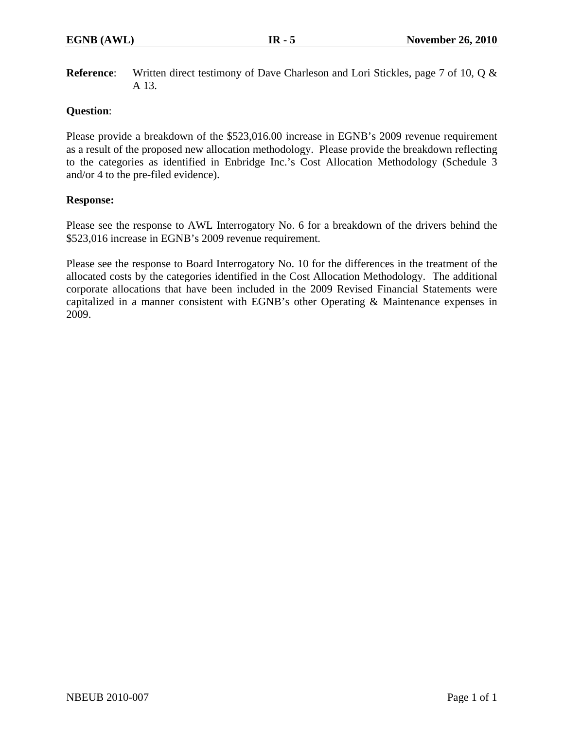**Reference**: Written direct testimony of Dave Charleson and Lori Stickles, page 7 of 10, Q & A 13.

**Question**:

Please provide a breakdown of the $523,016.00 increase in EGNB's 2009 revenue requirement as a result of the proposed new allocation methodology. Please provide the breakdown reflecting to the categories as identified in Enbridge Inc.'s Cost Allocation Methodology (Schedule 3 and/or 4 to the pre-filed evidence).

**Response:**

Please see the response to AWL Interrogatory No. 6 for a breakdown of the drivers behind the $523,016 increase in EGNB's 2009 revenue requirement.

Please see the response to Board Interrogatory No. 10 for the differences in the treatment of the allocated costs by the categories identified in the Cost Allocation Methodology. The additional corporate allocations that have been included in the 2009 Revised Financial Statements were capitalized in a manner consistent with EGNB's other Operating & Maintenance expenses in 2009.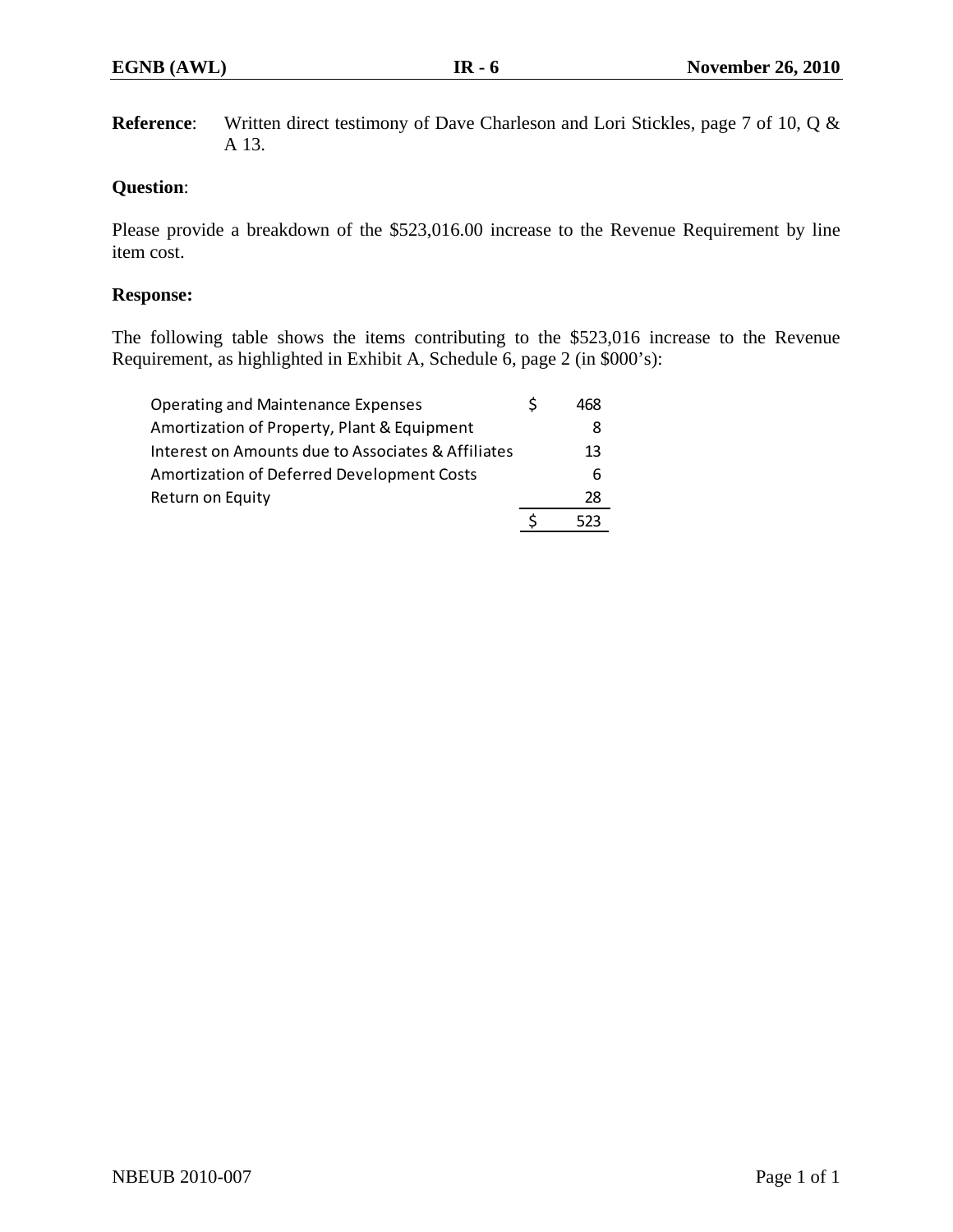**Reference**: Written direct testimony of Dave Charleson and Lori Stickles, page 7 of 10, Q & A 13.

**Question**:

Please provide a breakdown of the $523,016.00 increase to the Revenue Requirement by line item cost.

**Response:**

The following table shows the items contributing to the $523,016 increase to the Revenue Requirement, as highlighted in Exhibit A, Schedule 6, page 2 (in $000's):

| | | |
|---|---|---|
| Operating and Maintenance Expenses | $ | 468 |
| Amortization of Property, Plant & Equipment | | 8 |
| Interest on Amounts due to Associates & Affiliates | | 13 |
| Amortization of Deferred Development Costs | | 6 |
| Return on Equity | | 28 |
| | $ | 523 |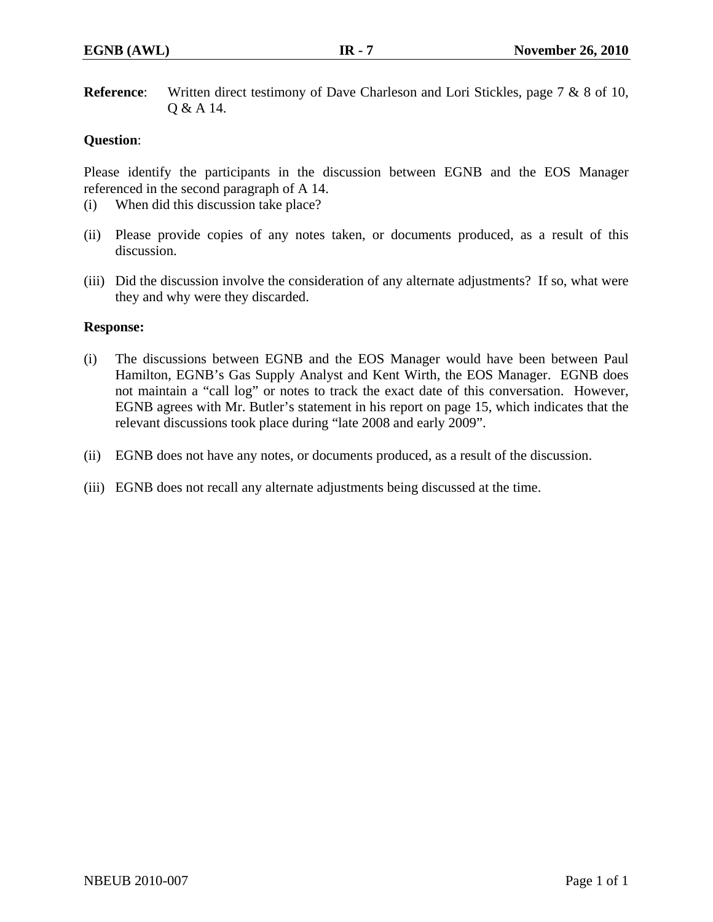**Reference**: Written direct testimony of Dave Charleson and Lori Stickles, page 7 & 8 of 10, Q & A 14.

**Question**:

Please identify the participants in the discussion between EGNB and the EOS Manager referenced in the second paragraph of A 14.

(i) When did this discussion take place?

(ii) Please provide copies of any notes taken, or documents produced, as a result of this discussion.

(iii) Did the discussion involve the consideration of any alternate adjustments? If so, what were they and why were they discarded.

**Response:**

(i) The discussions between EGNB and the EOS Manager would have been between Paul Hamilton, EGNB's Gas Supply Analyst and Kent Wirth, the EOS Manager. EGNB does not maintain a "call log" or notes to track the exact date of this conversation. However, EGNB agrees with Mr. Butler's statement in his report on page 15, which indicates that the relevant discussions took place during "late 2008 and early 2009".

(ii) EGNB does not have any notes, or documents produced, as a result of the discussion.

(iii) EGNB does not recall any alternate adjustments being discussed at the time.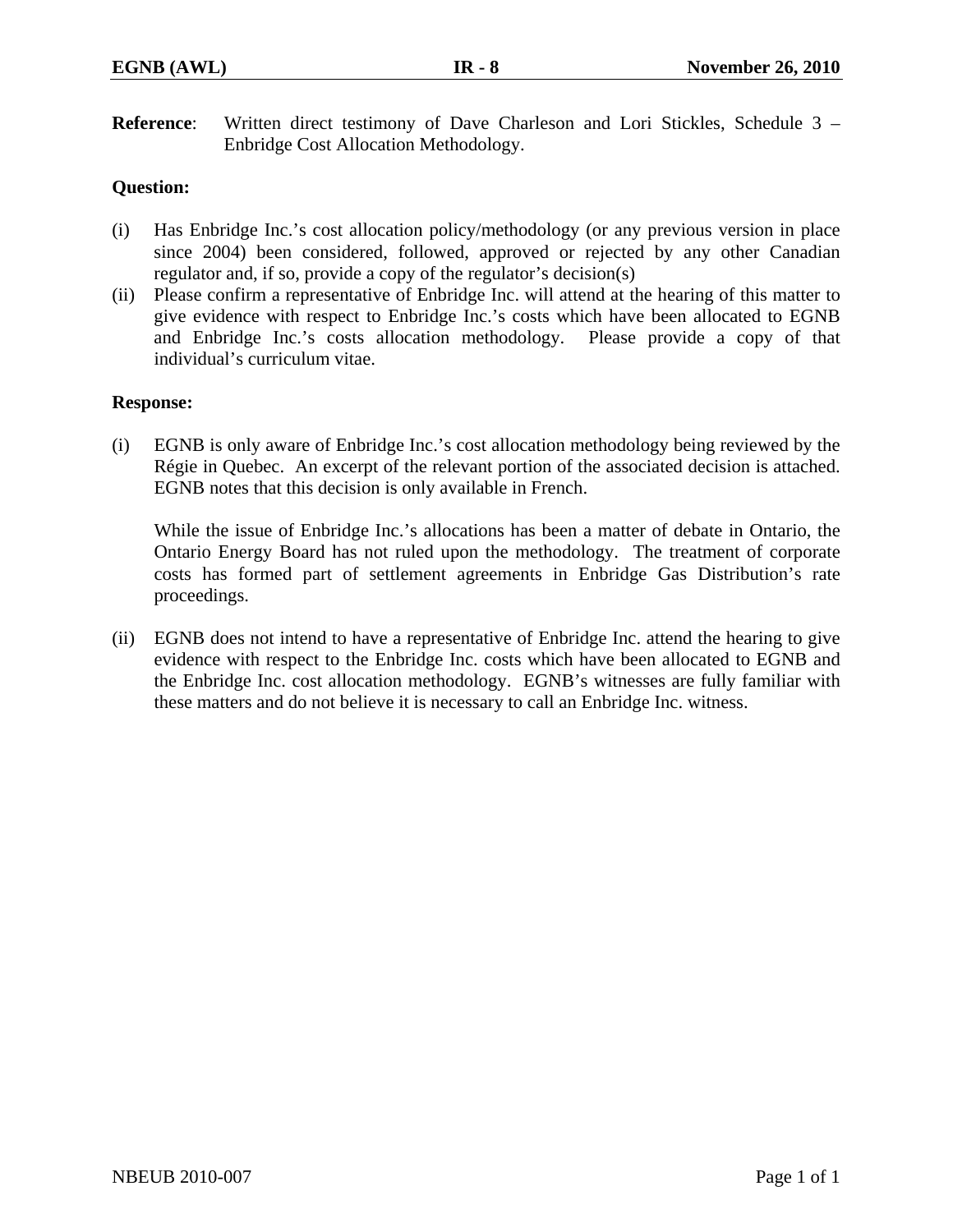**Reference**: Written direct testimony of Dave Charleson and Lori Stickles, Schedule 3 – Enbridge Cost Allocation Methodology.

**Question:**

(i) Has Enbridge Inc.'s cost allocation policy/methodology (or any previous version in place since 2004) been considered, followed, approved or rejected by any other Canadian regulator and, if so, provide a copy of the regulator's decision(s)

(ii) Please confirm a representative of Enbridge Inc. will attend at the hearing of this matter to give evidence with respect to Enbridge Inc.'s costs which have been allocated to EGNB and Enbridge Inc.'s costs allocation methodology. Please provide a copy of that individual's curriculum vitae.

**Response:**

(i) EGNB is only aware of Enbridge Inc.'s cost allocation methodology being reviewed by the Régie in Quebec. An excerpt of the relevant portion of the associated decision is attached. EGNB notes that this decision is only available in French.

While the issue of Enbridge Inc.'s allocations has been a matter of debate in Ontario, the Ontario Energy Board has not ruled upon the methodology. The treatment of corporate costs has formed part of settlement agreements in Enbridge Gas Distribution's rate proceedings.

(ii) EGNB does not intend to have a representative of Enbridge Inc. attend the hearing to give evidence with respect to the Enbridge Inc. costs which have been allocated to EGNB and the Enbridge Inc. cost allocation methodology. EGNB's witnesses are fully familiar with these matters and do not believe it is necessary to call an Enbridge Inc. witness.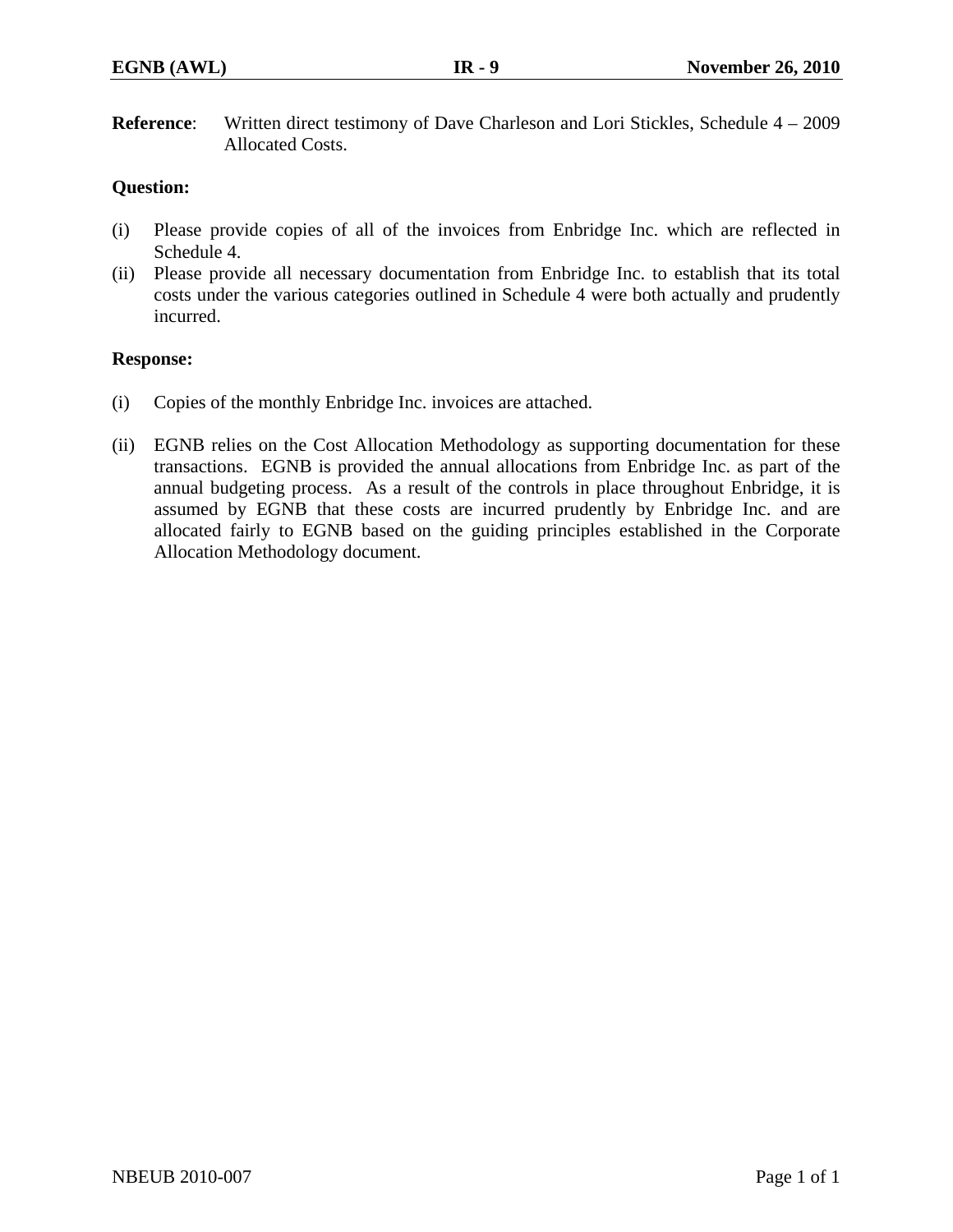**Reference**: Written direct testimony of Dave Charleson and Lori Stickles, Schedule 4 – 2009 Allocated Costs.

**Question:**

(i) Please provide copies of all of the invoices from Enbridge Inc. which are reflected in Schedule 4.
(ii) Please provide all necessary documentation from Enbridge Inc. to establish that its total costs under the various categories outlined in Schedule 4 were both actually and prudently incurred.

**Response:**

(i) Copies of the monthly Enbridge Inc. invoices are attached.

(ii) EGNB relies on the Cost Allocation Methodology as supporting documentation for these transactions. EGNB is provided the annual allocations from Enbridge Inc. as part of the annual budgeting process. As a result of the controls in place throughout Enbridge, it is assumed by EGNB that these costs are incurred prudently by Enbridge Inc. and are allocated fairly to EGNB based on the guiding principles established in the Corporate Allocation Methodology document.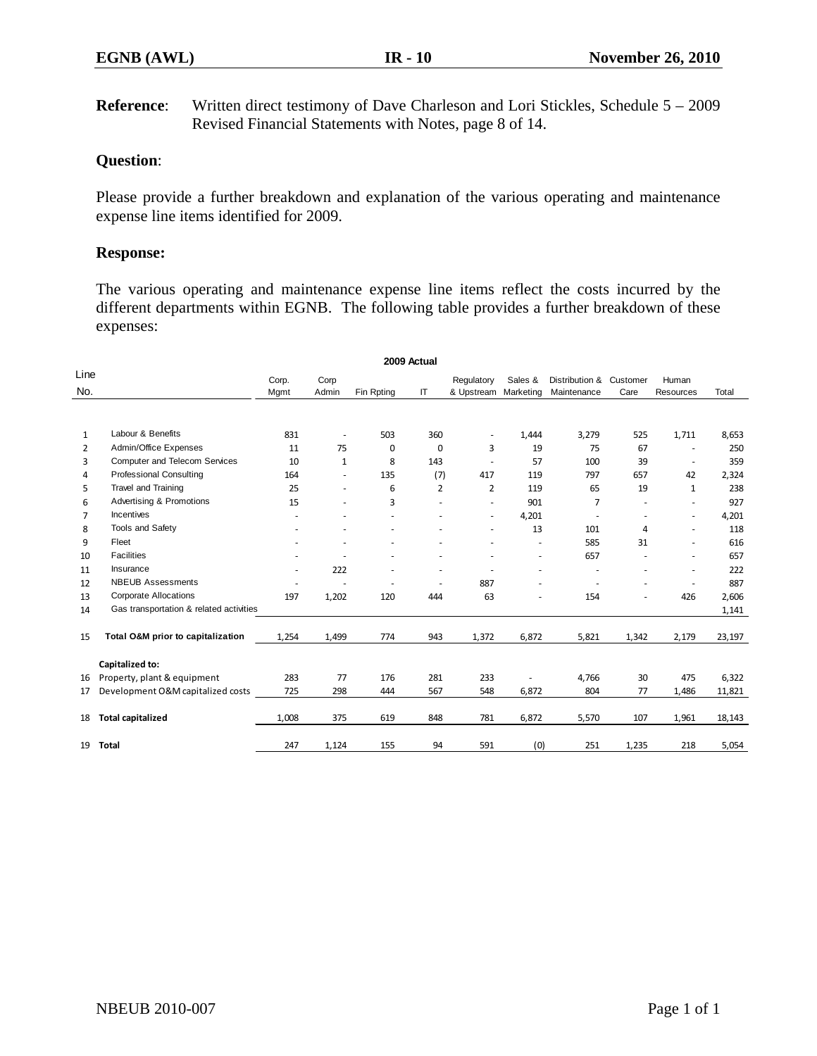**Reference**: Written direct testimony of Dave Charleson and Lori Stickles, Schedule 5 – 2009 Revised Financial Statements with Notes, page 8 of 14.

**Question**:

Please provide a further breakdown and explanation of the various operating and maintenance expense line items identified for 2009.

**Response:**

The various operating and maintenance expense line items reflect the costs incurred by the different departments within EGNB. The following table provides a further breakdown of these expenses:

**2009 Actual**

| Line No. | | Corp. Mgmt | Corp Admin | Fin Rpting | IT | Regulatory & Upstream | Sales & Marketing | Distribution & Maintenance | Customer Care | Human Resources | Total |
|---|---|---|---|---|---|---|---|---|---|---|---|
| 1 | Labour & Benefits | 831 | - | 503 | 360 | - | 1,444 | 3,279 | 525 | 1,711 | 8,653 |
| 2 | Admin/Office Expenses | 11 | 75 | 0 | 0 | 3 | 19 | 75 | 67 | - | 250 |
| 3 | Computer and Telecom Services | 10 | 1 | 8 | 143 | - | 57 | 100 | 39 | - | 359 |
| 4 | Professional Consulting | 164 | - | 135 | (7) | 417 | 119 | 797 | 657 | 42 | 2,324 |
| 5 | Travel and Training | 25 | - | 6 | 2 | 2 | 119 | 65 | 19 | 1 | 238 |
| 6 | Advertising & Promotions | 15 | - | 3 | - | - | 901 | 7 | - | - | 927 |
| 7 | Incentives | - | - | - | - | - | 4,201 | - | - | - | 4,201 |
| 8 | Tools and Safety | - | - | - | - | - | 13 | 101 | 4 | - | 118 |
| 9 | Fleet | - | - | - | - | - | - | 585 | 31 | - | 616 |
| 10 | Facilities | - | - | - | - | - | - | 657 | - | - | 657 |
| 11 | Insurance | - | 222 | - | - | - | - | - | - | - | 222 |
| 12 | NBEUB Assessments | - | - | - | - | 887 | - | - | - | - | 887 |
| 13 | Corporate Allocations | 197 | 1,202 | 120 | 444 | 63 | - | 154 | - | 426 | 2,606 |
| 14 | Gas transportation & related activities | | | | | | | | | | 1,141 |
| 15 | **Total O&M prior to capitalization** | 1,254 | 1,499 | 774 | 943 | 1,372 | 6,872 | 5,821 | 1,342 | 2,179 | 23,197 |
| | **Capitalized to:** | | | | | | | | | | |
| 16 | Property, plant & equipment | 283 | 77 | 176 | 281 | 233 | - | 4,766 | 30 | 475 | 6,322 |
| 17 | Development O&M capitalized costs | 725 | 298 | 444 | 567 | 548 | 6,872 | 804 | 77 | 1,486 | 11,821 |
| 18 | **Total capitalized** | 1,008 | 375 | 619 | 848 | 781 | 6,872 | 5,570 | 107 | 1,961 | 18,143 |
| 19 | **Total** | 247 | 1,124 | 155 | 94 | 591 | (0) | 251 | 1,235 | 218 | 5,054 |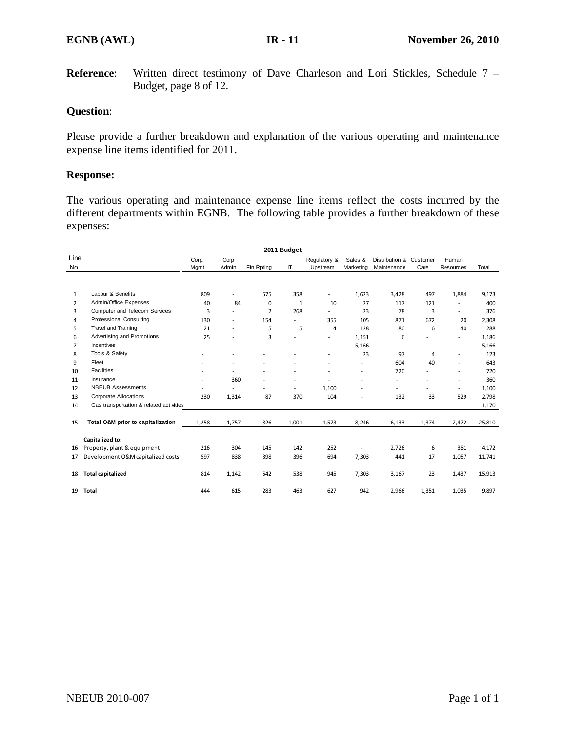**Reference**: Written direct testimony of Dave Charleson and Lori Stickles, Schedule 7 – Budget, page 8 of 12.

**Question**:

Please provide a further breakdown and explanation of the various operating and maintenance expense line items identified for 2011.

**Response:**

The various operating and maintenance expense line items reflect the costs incurred by the different departments within EGNB. The following table provides a further breakdown of these expenses:

**2011 Budget**

| Line No. | | Corp. Mgmt | Corp Admin | Fin Rpting | IT | Regulatory & Upstream | Sales & Marketing | Distribution & Maintenance | Customer Care | Human Resources | Total |
|---|---|---|---|---|---|---|---|---|---|---|---|
| 1 | Labour & Benefits | 809 | - | 575 | 358 | - | 1,623 | 3,428 | 497 | 1,884 | 9,173 |
| 2 | Admin/Office Expenses | 40 | 84 | 0 | 1 | 10 | 27 | 117 | 121 | - | 400 |
| 3 | Computer and Telecom Services | 3 | - | 2 | 268 | - | 23 | 78 | 3 | - | 376 |
| 4 | Professional Consulting | 130 | - | 154 | - | 355 | 105 | 871 | 672 | 20 | 2,308 |
| 5 | Travel and Training | 21 | - | 5 | 5 | 4 | 128 | 80 | 6 | 40 | 288 |
| 6 | Advertising and Promotions | 25 | - | 3 | - | - | 1,151 | 6 | - | - | 1,186 |
| 7 | Incentives | - | - | - | - | - | 5,166 | - | - | - | 5,166 |
| 8 | Tools & Safety | - | - | - | - | - | 23 | 97 | 4 | - | 123 |
| 9 | Fleet | - | - | - | - | - | - | 604 | 40 | - | 643 |
| 10 | Facilities | - | - | - | - | - | - | 720 | - | - | 720 |
| 11 | Insurance | - | 360 | - | - | - | - | - | - | - | 360 |
| 12 | NBEUB Assessments | - | - | - | - | 1,100 | - | - | - | - | 1,100 |
| 13 | Corporate Allocations | 230 | 1,314 | 87 | 370 | 104 | - | 132 | 33 | 529 | 2,798 |
| 14 | Gas transportation & related activities | | | | | | | | | | 1,170 |
| 15 | **Total O&M prior to capitalization** | 1,258 | 1,757 | 826 | 1,001 | 1,573 | 8,246 | 6,133 | 1,374 | 2,472 | 25,810 |
| | **Capitalized to:** | | | | | | | | | | |
| 16 | Property, plant & equipment | 216 | 304 | 145 | 142 | 252 | - | 2,726 | 6 | 381 | 4,172 |
| 17 | Development O&M capitalized costs | 597 | 838 | 398 | 396 | 694 | 7,303 | 441 | 17 | 1,057 | 11,741 |
| 18 | **Total capitalized** | 814 | 1,142 | 542 | 538 | 945 | 7,303 | 3,167 | 23 | 1,437 | 15,913 |
| 19 | **Total** | 444 | 615 | 283 | 463 | 627 | 942 | 2,966 | 1,351 | 1,035 | 9,897 |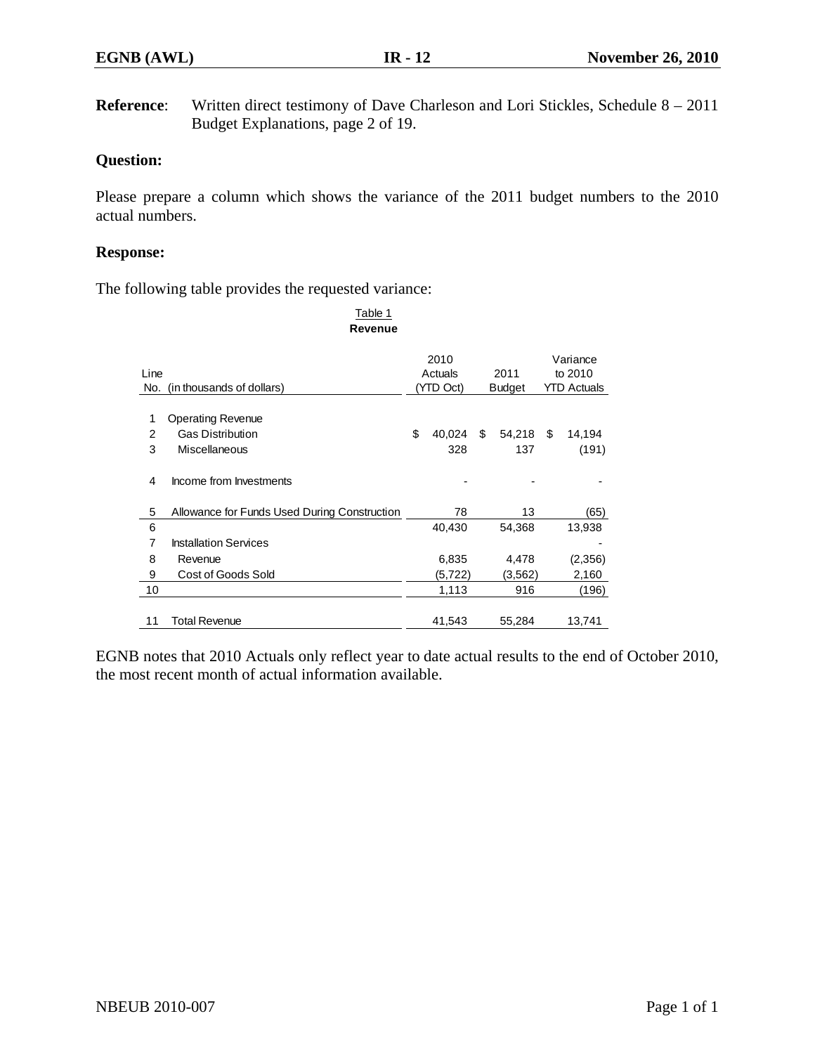**Reference**: Written direct testimony of Dave Charleson and Lori Stickles, Schedule 8 – 2011 Budget Explanations, page 2 of 19.

**Question:**

Please prepare a column which shows the variance of the 2011 budget numbers to the 2010 actual numbers.

**Response:**

The following table provides the requested variance:

Table 1
**Revenue**

| Line No. | (in thousands of dollars) | 2010 Actuals (YTD Oct) | 2011 Budget | Variance to 2010 YTD Actuals |
|---|---|---|---|---|
| 1 | Operating Revenue | | | |
| 2 | Gas Distribution | $ 40,024 | $ 54,218 | $ 14,194 |
| 3 | Miscellaneous | 328 | 137 | (191) |
| 4 | Income from Investments | - | - | - |
| 5 | Allowance for Funds Used During Construction | 78 | 13 | (65) |
| 6 | | 40,430 | 54,368 | 13,938 |
| 7 | Installation Services | | | - |
| 8 | Revenue | 6,835 | 4,478 | (2,356) |
| 9 | Cost of Goods Sold | (5,722) | (3,562) | 2,160 |
| 10 | | 1,113 | 916 | (196) |
| 11 | Total Revenue | 41,543 | 55,284 | 13,741 |

EGNB notes that 2010 Actuals only reflect year to date actual results to the end of October 2010, the most recent month of actual information available.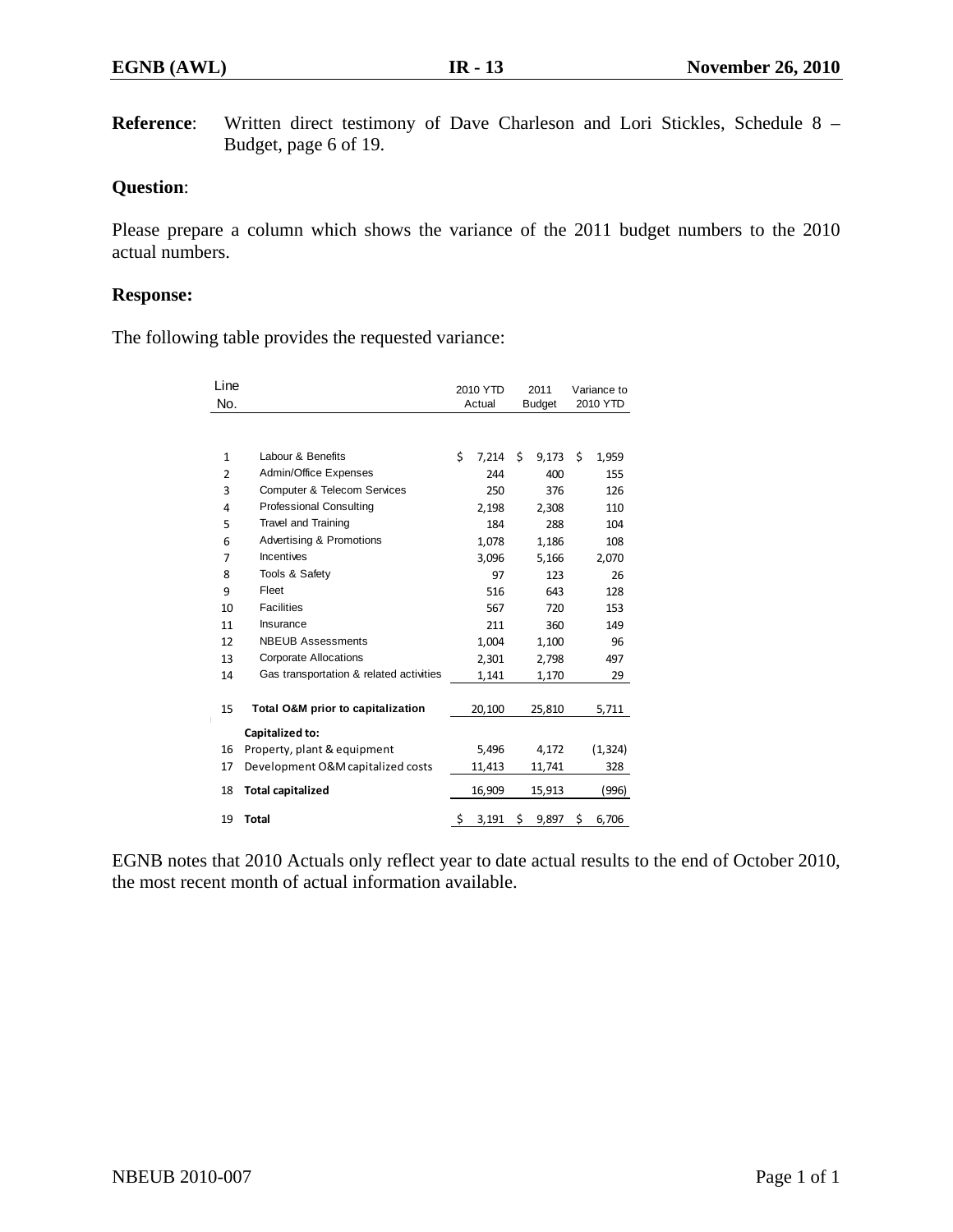**Reference**: Written direct testimony of Dave Charleson and Lori Stickles, Schedule 8 – Budget, page 6 of 19.

**Question**:

Please prepare a column which shows the variance of the 2011 budget numbers to the 2010 actual numbers.

**Response:**

The following table provides the requested variance:

| Line No. | | 2010 YTD Actual | 2011 Budget | Variance to 2010 YTD |
|---|---|---|---|---|
| 1 | Labour & Benefits | $ 7,214 | $ 9,173 | $ 1,959 |
| 2 | Admin/Office Expenses | 244 | 400 | 155 |
| 3 | Computer & Telecom Services | 250 | 376 | 126 |
| 4 | Professional Consulting | 2,198 | 2,308 | 110 |
| 5 | Travel and Training | 184 | 288 | 104 |
| 6 | Advertising & Promotions | 1,078 | 1,186 | 108 |
| 7 | Incentives | 3,096 | 5,166 | 2,070 |
| 8 | Tools & Safety | 97 | 123 | 26 |
| 9 | Fleet | 516 | 643 | 128 |
| 10 | Facilities | 567 | 720 | 153 |
| 11 | Insurance | 211 | 360 | 149 |
| 12 | NBEUB Assessments | 1,004 | 1,100 | 96 |
| 13 | Corporate Allocations | 2,301 | 2,798 | 497 |
| 14 | Gas transportation & related activities | 1,141 | 1,170 | 29 |
| 15 | **Total O&M prior to capitalization** | 20,100 | 25,810 | 5,711 |
| | **Capitalized to:** | | | |
| 16 | Property, plant & equipment | 5,496 | 4,172 | (1,324) |
| 17 | Development O&M capitalized costs | 11,413 | 11,741 | 328 |
| 18 | **Total capitalized** | 16,909 | 15,913 | (996) |
| 19 | **Total** | $ 3,191 | $ 9,897 | $ 6,706 |

EGNB notes that 2010 Actuals only reflect year to date actual results to the end of October 2010, the most recent month of actual information available.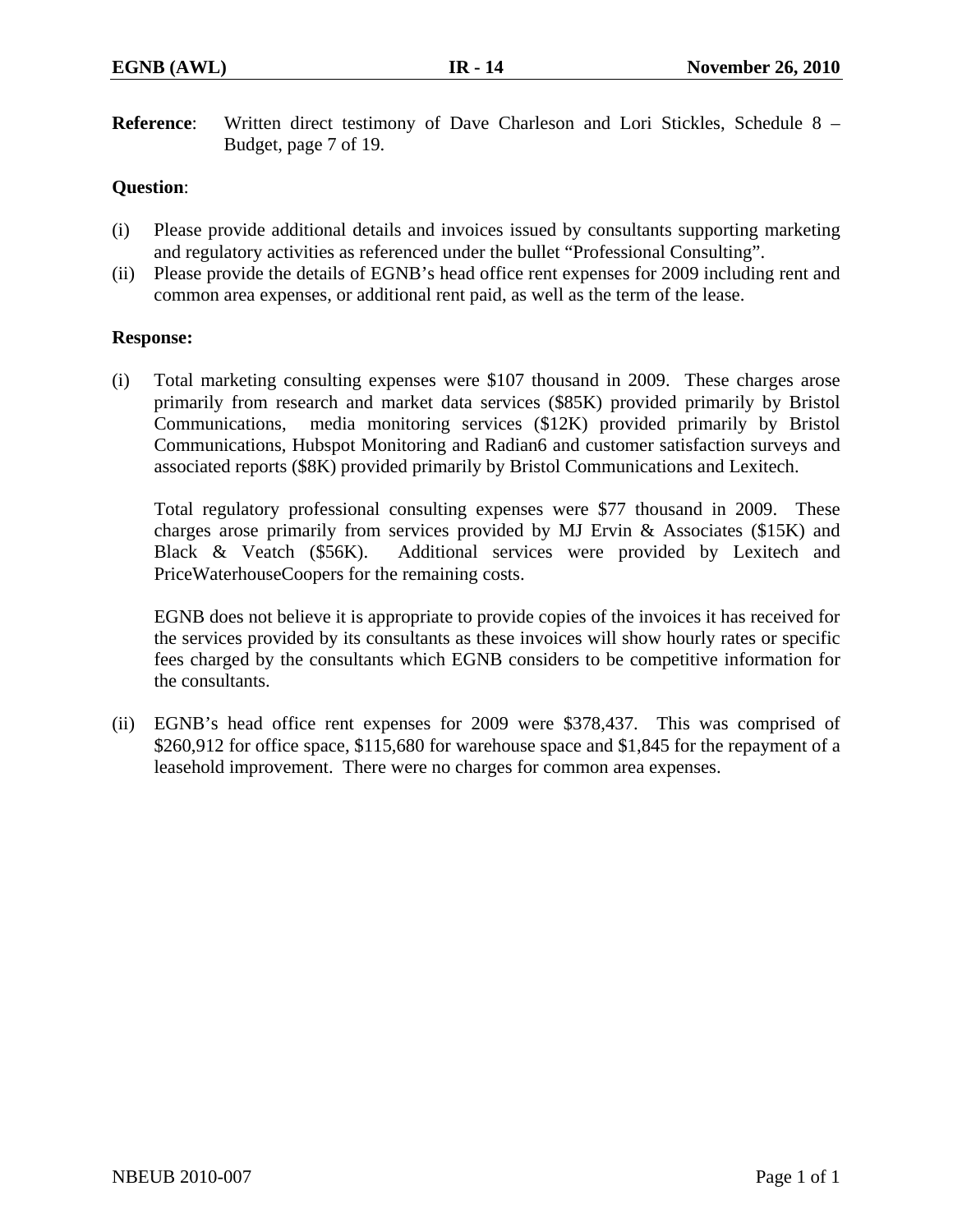**Reference**: Written direct testimony of Dave Charleson and Lori Stickles, Schedule 8 – Budget, page 7 of 19.

**Question**:

(i) Please provide additional details and invoices issued by consultants supporting marketing and regulatory activities as referenced under the bullet "Professional Consulting".

(ii) Please provide the details of EGNB's head office rent expenses for 2009 including rent and common area expenses, or additional rent paid, as well as the term of the lease.

**Response:**

(i) Total marketing consulting expenses were $107 thousand in 2009. These charges arose primarily from research and market data services ($85K) provided primarily by Bristol Communications, media monitoring services ($12K) provided primarily by Bristol Communications, Hubspot Monitoring and Radian6 and customer satisfaction surveys and associated reports ($8K) provided primarily by Bristol Communications and Lexitech.

Total regulatory professional consulting expenses were $77 thousand in 2009. These charges arose primarily from services provided by MJ Ervin & Associates ($15K) and Black & Veatch ($56K). Additional services were provided by Lexitech and PriceWaterhouseCoopers for the remaining costs.

EGNB does not believe it is appropriate to provide copies of the invoices it has received for the services provided by its consultants as these invoices will show hourly rates or specific fees charged by the consultants which EGNB considers to be competitive information for the consultants.

(ii) EGNB's head office rent expenses for 2009 were $378,437. This was comprised of $260,912 for office space, $115,680 for warehouse space and $1,845 for the repayment of a leasehold improvement. There were no charges for common area expenses.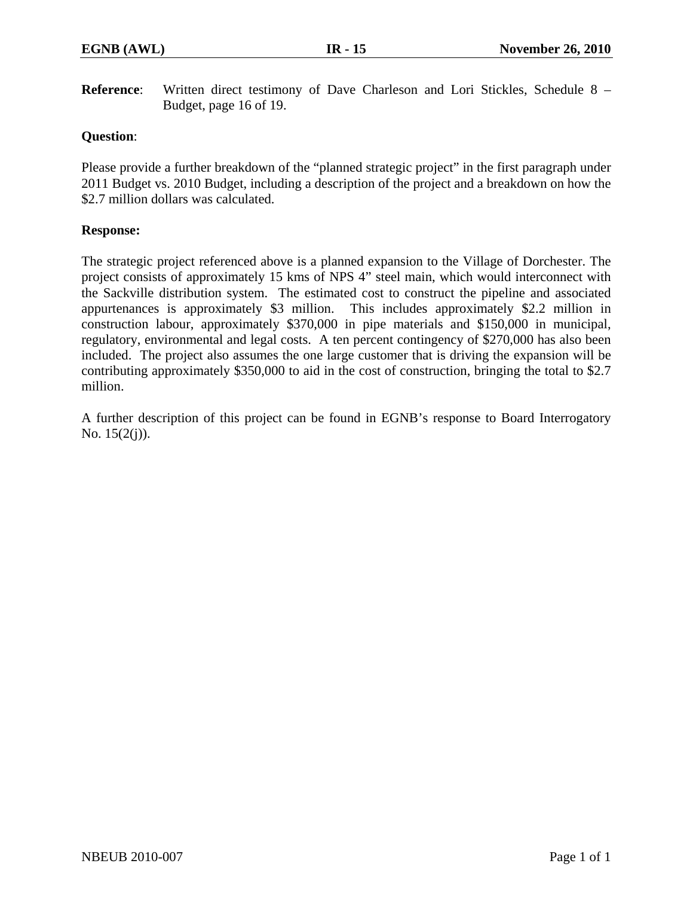**Reference**: Written direct testimony of Dave Charleson and Lori Stickles, Schedule 8 – Budget, page 16 of 19.

**Question**:

Please provide a further breakdown of the "planned strategic project" in the first paragraph under 2011 Budget vs. 2010 Budget, including a description of the project and a breakdown on how the $2.7 million dollars was calculated.

**Response:**

The strategic project referenced above is a planned expansion to the Village of Dorchester. The project consists of approximately 15 kms of NPS 4" steel main, which would interconnect with the Sackville distribution system. The estimated cost to construct the pipeline and associated appurtenances is approximately $3 million. This includes approximately $2.2 million in construction labour, approximately $370,000 in pipe materials and $150,000 in municipal, regulatory, environmental and legal costs. A ten percent contingency of $270,000 has also been included. The project also assumes the one large customer that is driving the expansion will be contributing approximately $350,000 to aid in the cost of construction, bringing the total to $2.7 million.

A further description of this project can be found in EGNB's response to Board Interrogatory No. 15(2(j)).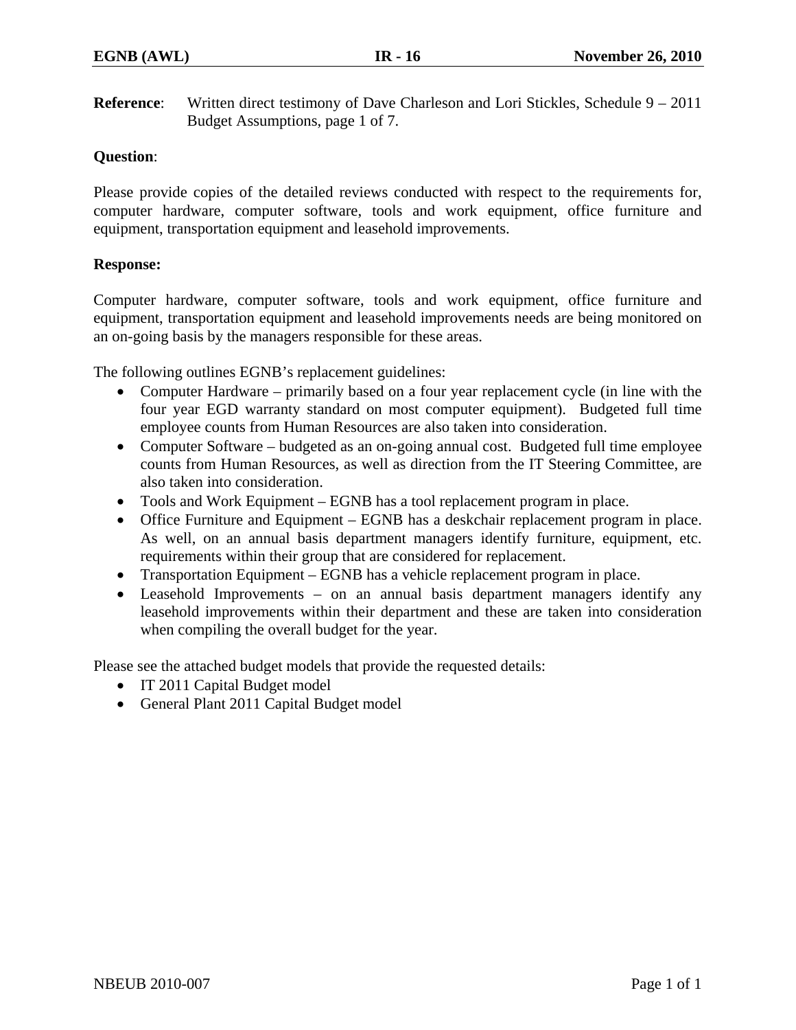**Reference**: Written direct testimony of Dave Charleson and Lori Stickles, Schedule 9 – 2011 Budget Assumptions, page 1 of 7.

**Question**:

Please provide copies of the detailed reviews conducted with respect to the requirements for, computer hardware, computer software, tools and work equipment, office furniture and equipment, transportation equipment and leasehold improvements.

**Response:**

Computer hardware, computer software, tools and work equipment, office furniture and equipment, transportation equipment and leasehold improvements needs are being monitored on an on-going basis by the managers responsible for these areas.

The following outlines EGNB's replacement guidelines:

- Computer Hardware – primarily based on a four year replacement cycle (in line with the four year EGD warranty standard on most computer equipment). Budgeted full time employee counts from Human Resources are also taken into consideration.
- Computer Software – budgeted as an on-going annual cost. Budgeted full time employee counts from Human Resources, as well as direction from the IT Steering Committee, are also taken into consideration.
- Tools and Work Equipment – EGNB has a tool replacement program in place.
- Office Furniture and Equipment – EGNB has a deskchair replacement program in place. As well, on an annual basis department managers identify furniture, equipment, etc. requirements within their group that are considered for replacement.
- Transportation Equipment – EGNB has a vehicle replacement program in place.
- Leasehold Improvements – on an annual basis department managers identify any leasehold improvements within their department and these are taken into consideration when compiling the overall budget for the year.

Please see the attached budget models that provide the requested details:

- IT 2011 Capital Budget model
- General Plant 2011 Capital Budget model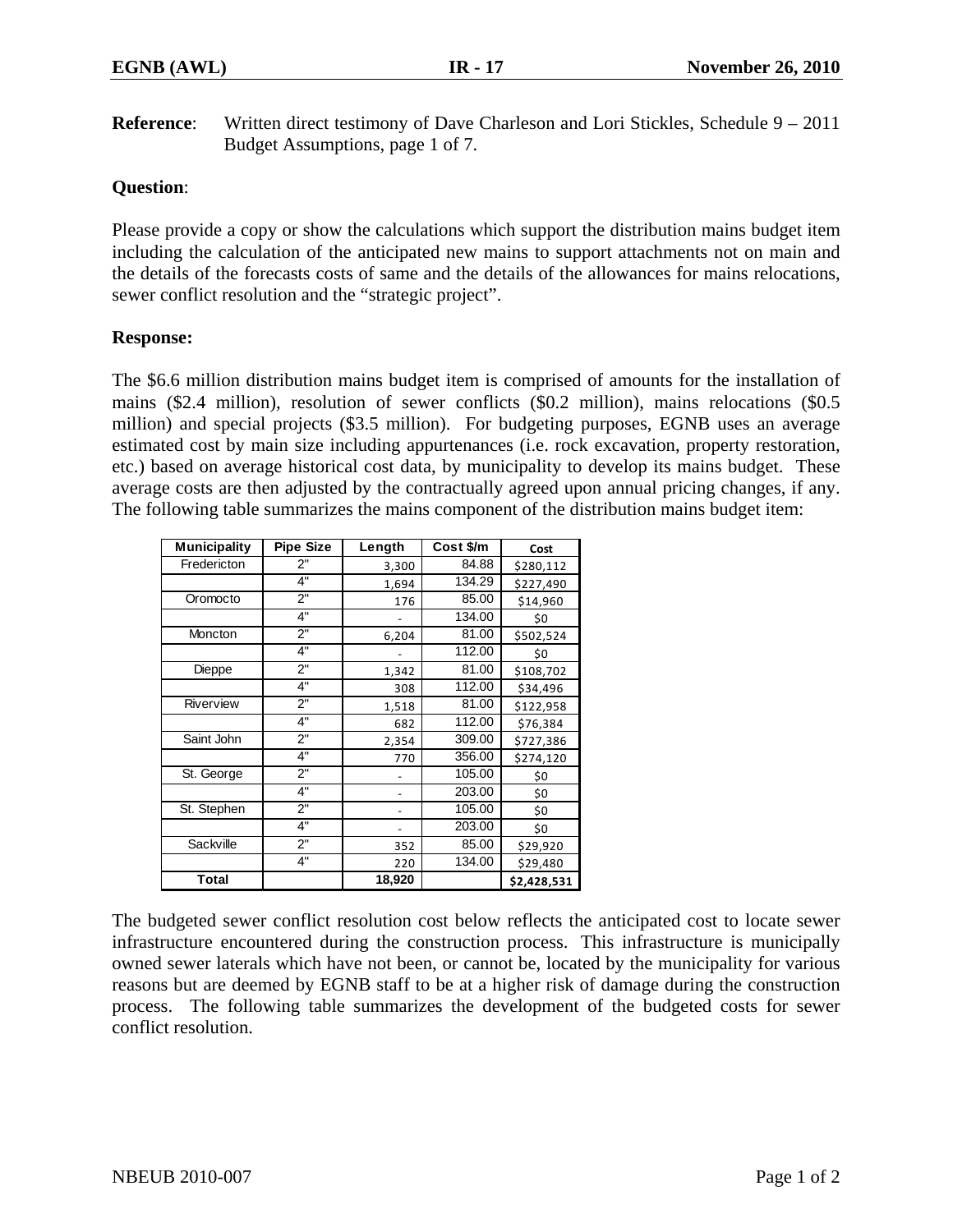**Reference**: Written direct testimony of Dave Charleson and Lori Stickles, Schedule 9 – 2011 Budget Assumptions, page 1 of 7.

**Question**:

Please provide a copy or show the calculations which support the distribution mains budget item including the calculation of the anticipated new mains to support attachments not on main and the details of the forecasts costs of same and the details of the allowances for mains relocations, sewer conflict resolution and the "strategic project".

**Response:**

The $6.6 million distribution mains budget item is comprised of amounts for the installation of mains ($2.4 million), resolution of sewer conflicts ($0.2 million), mains relocations ($0.5 million) and special projects ($3.5 million). For budgeting purposes, EGNB uses an average estimated cost by main size including appurtenances (i.e. rock excavation, property restoration, etc.) based on average historical cost data, by municipality to develop its mains budget. These average costs are then adjusted by the contractually agreed upon annual pricing changes, if any. The following table summarizes the mains component of the distribution mains budget item:

| Municipality | Pipe Size | Length | Cost $/m | Cost |
|---|---|---|---|---|
| Fredericton | 2" | 3,300 | 84.88 | $280,112 |
| | 4" | 1,694 | 134.29 | $227,490 |
| Oromocto | 2" | 176 | 85.00 | $14,960 |
| | 4" | - | 134.00 | $0 |
| Moncton | 2" | 6,204 | 81.00 | $502,524 |
| | 4" | - | 112.00 | $0 |
| Dieppe | 2" | 1,342 | 81.00 | $108,702 |
| | 4" | 308 | 112.00 | $34,496 |
| Riverview | 2" | 1,518 | 81.00 | $122,958 |
| | 4" | 682 | 112.00 | $76,384 |
| Saint John | 2" | 2,354 | 309.00 | $727,386 |
| | 4" | 770 | 356.00 | $274,120 |
| St. George | 2" | - | 105.00 | $0 |
| | 4" | - | 203.00 | $0 |
| St. Stephen | 2" | - | 105.00 | $0 |
| | 4" | - | 203.00 | $0 |
| Sackville | 2" | 352 | 85.00 | $29,920 |
| | 4" | 220 | 134.00 | $29,480 |
| **Total** | | **18,920** | | **$2,428,531** |

The budgeted sewer conflict resolution cost below reflects the anticipated cost to locate sewer infrastructure encountered during the construction process. This infrastructure is municipally owned sewer laterals which have not been, or cannot be, located by the municipality for various reasons but are deemed by EGNB staff to be at a higher risk of damage during the construction process. The following table summarizes the development of the budgeted costs for sewer conflict resolution.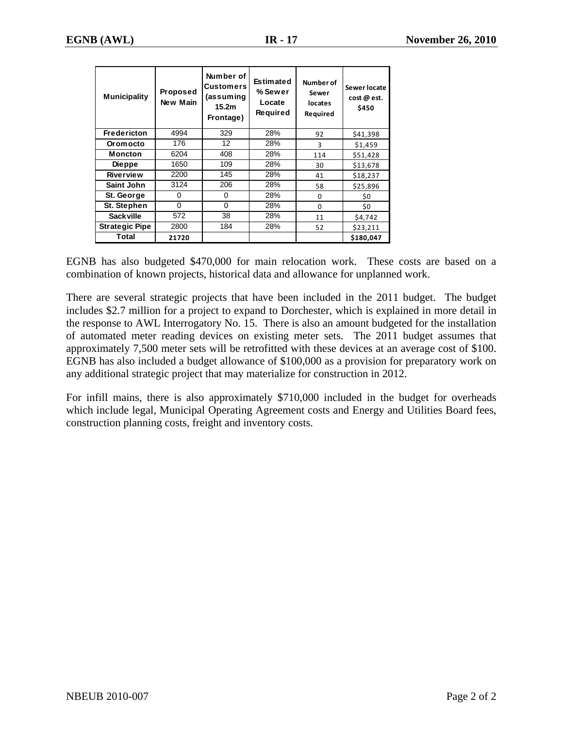| Municipality | Proposed New Main | Number of Customers (assuming 15.2m Frontage) | Estimated % Sewer Locate Required | Number of Sewer locates Required | Sewer locate cost @ est. $450 |
|---|---|---|---|---|---|
| Fredericton | 4994 | 329 | 28% | 92 | $41,398 |
| Oromocto | 176 | 12 | 28% | 3 | $1,459 |
| Moncton | 6204 | 408 | 28% | 114 | $51,428 |
| Dieppe | 1650 | 109 | 28% | 30 | $13,678 |
| Riverview | 2200 | 145 | 28% | 41 | $18,237 |
| Saint John | 3124 | 206 | 28% | 58 | $25,896 |
| St. George | 0 | 0 | 28% | 0 | $0 |
| St. Stephen | 0 | 0 | 28% | 0 | $0 |
| Sackville | 572 | 38 | 28% | 11 | $4,742 |
| Strategic Pipe | 2800 | 184 | 28% | 52 | $23,211 |
| Total | 21720 | | | | $180,047 |

EGNB has also budgeted $470,000 for main relocation work. These costs are based on a combination of known projects, historical data and allowance for unplanned work.

There are several strategic projects that have been included in the 2011 budget. The budget includes $2.7 million for a project to expand to Dorchester, which is explained in more detail in the response to AWL Interrogatory No. 15. There is also an amount budgeted for the installation of automated meter reading devices on existing meter sets. The 2011 budget assumes that approximately 7,500 meter sets will be retrofitted with these devices at an average cost of $100. EGNB has also included a budget allowance of $100,000 as a provision for preparatory work on any additional strategic project that may materialize for construction in 2012.

For infill mains, there is also approximately $710,000 included in the budget for overheads which include legal, Municipal Operating Agreement costs and Energy and Utilities Board fees, construction planning costs, freight and inventory costs.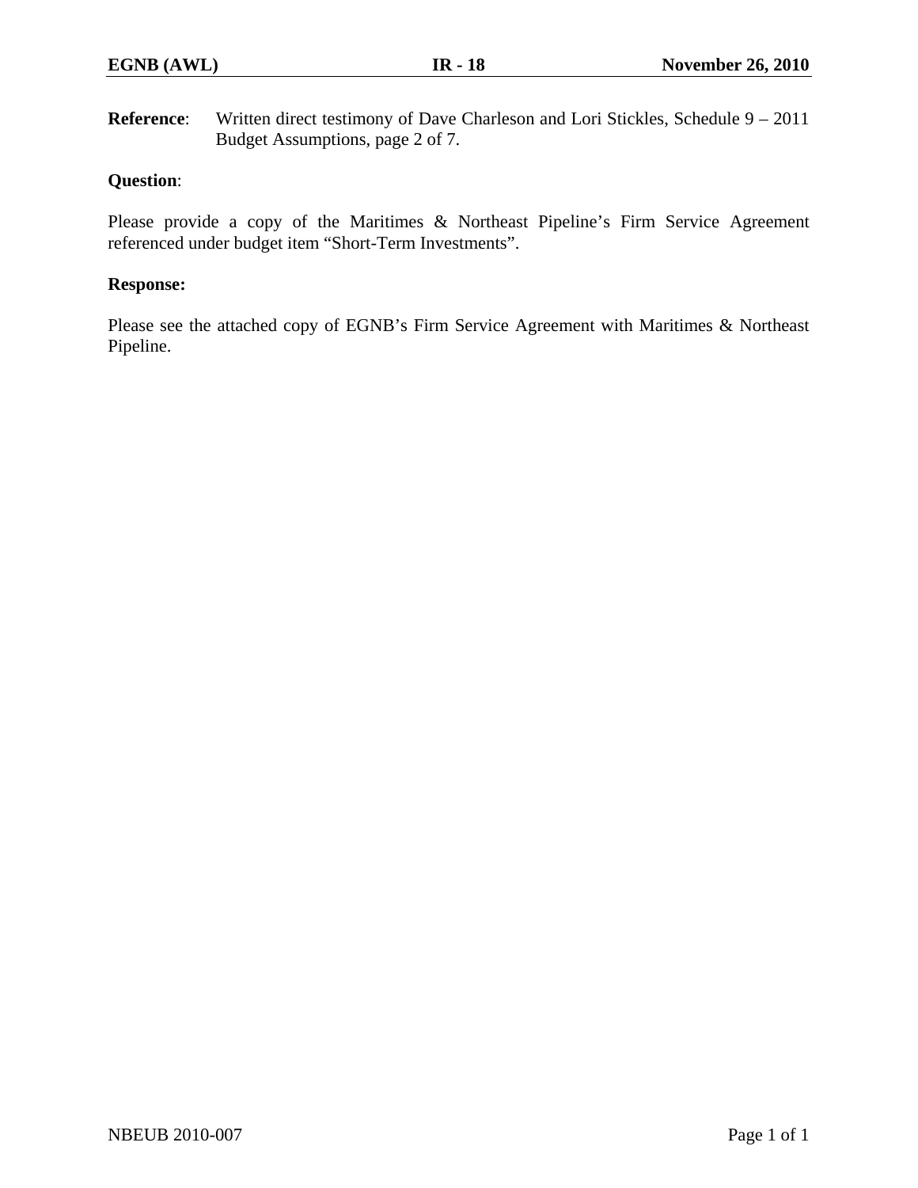**Reference**: Written direct testimony of Dave Charleson and Lori Stickles, Schedule 9 – 2011 Budget Assumptions, page 2 of 7.

**Question**:

Please provide a copy of the Maritimes & Northeast Pipeline's Firm Service Agreement referenced under budget item "Short-Term Investments".

**Response:**

Please see the attached copy of EGNB's Firm Service Agreement with Maritimes & Northeast Pipeline.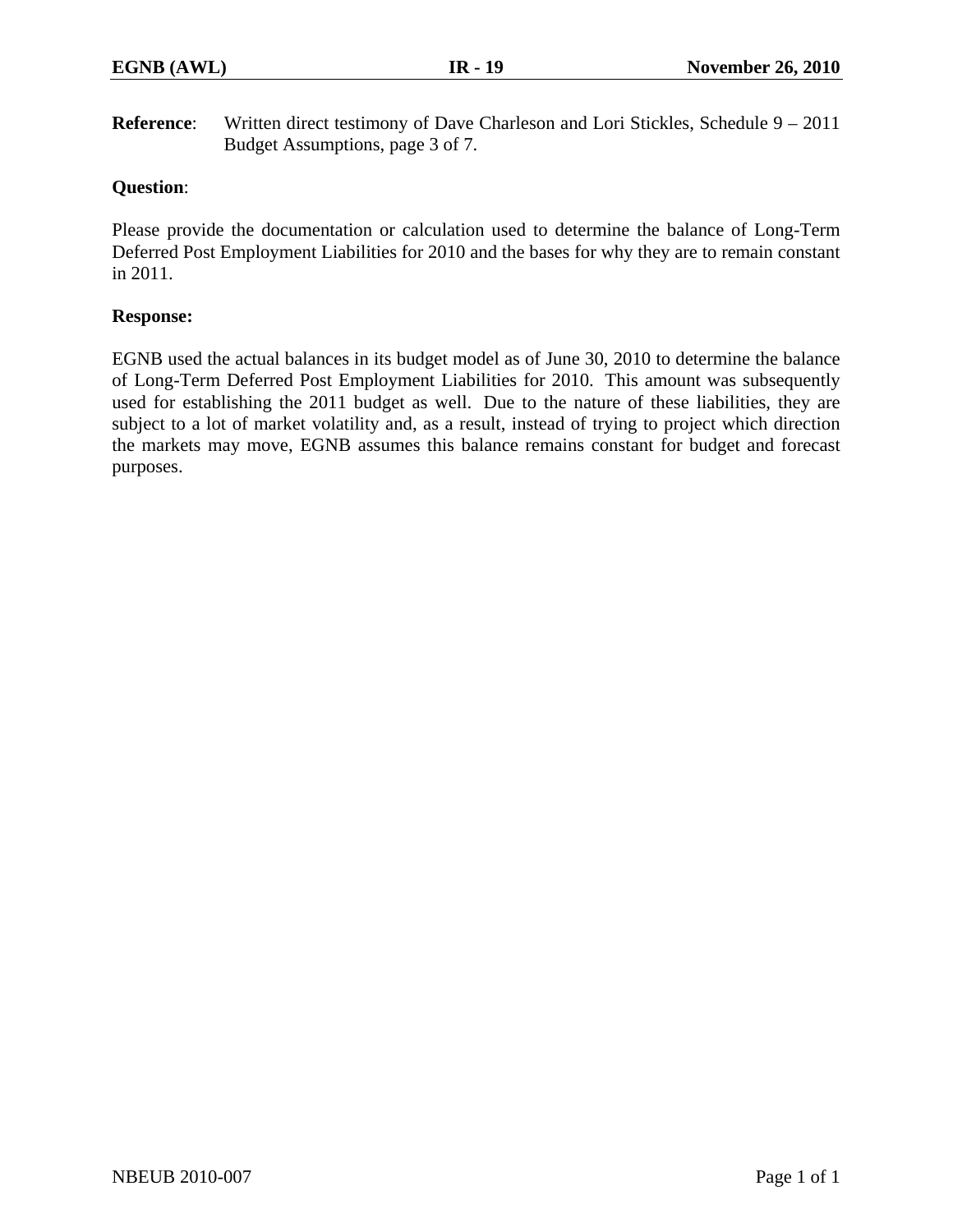**Reference**: Written direct testimony of Dave Charleson and Lori Stickles, Schedule 9 – 2011 Budget Assumptions, page 3 of 7.

**Question**:

Please provide the documentation or calculation used to determine the balance of Long-Term Deferred Post Employment Liabilities for 2010 and the bases for why they are to remain constant in 2011.

**Response:**

EGNB used the actual balances in its budget model as of June 30, 2010 to determine the balance of Long-Term Deferred Post Employment Liabilities for 2010. This amount was subsequently used for establishing the 2011 budget as well. Due to the nature of these liabilities, they are subject to a lot of market volatility and, as a result, instead of trying to project which direction the markets may move, EGNB assumes this balance remains constant for budget and forecast purposes.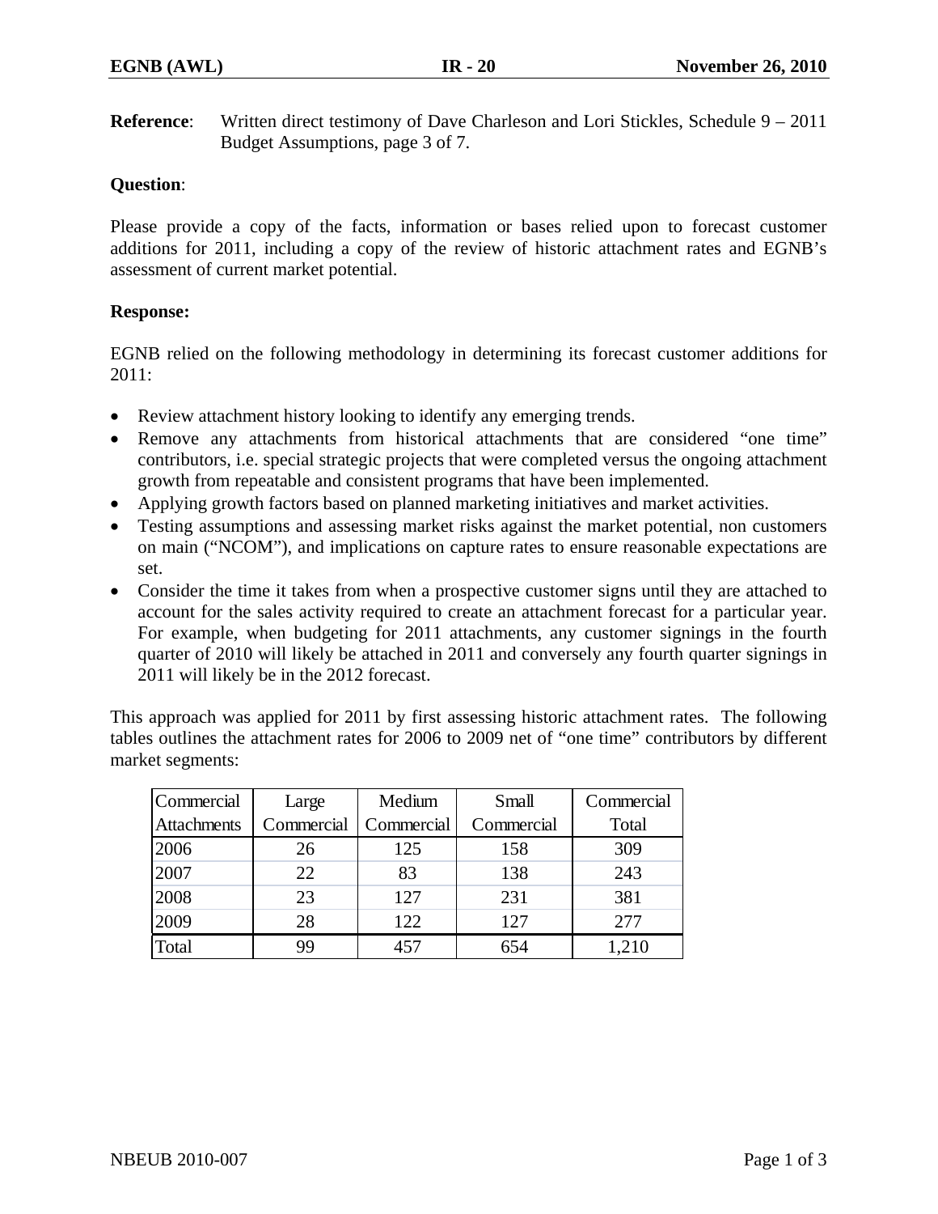**Reference**: Written direct testimony of Dave Charleson and Lori Stickles, Schedule 9 – 2011 Budget Assumptions, page 3 of 7.

**Question**:

Please provide a copy of the facts, information or bases relied upon to forecast customer additions for 2011, including a copy of the review of historic attachment rates and EGNB's assessment of current market potential.

**Response:**

EGNB relied on the following methodology in determining its forecast customer additions for 2011:

- Review attachment history looking to identify any emerging trends.
- Remove any attachments from historical attachments that are considered "one time" contributors, i.e. special strategic projects that were completed versus the ongoing attachment growth from repeatable and consistent programs that have been implemented.
- Applying growth factors based on planned marketing initiatives and market activities.
- Testing assumptions and assessing market risks against the market potential, non customers on main ("NCOM"), and implications on capture rates to ensure reasonable expectations are set.
- Consider the time it takes from when a prospective customer signs until they are attached to account for the sales activity required to create an attachment forecast for a particular year. For example, when budgeting for 2011 attachments, any customer signings in the fourth quarter of 2010 will likely be attached in 2011 and conversely any fourth quarter signings in 2011 will likely be in the 2012 forecast.

This approach was applied for 2011 by first assessing historic attachment rates. The following tables outlines the attachment rates for 2006 to 2009 net of "one time" contributors by different market segments:

| Commercial Attachments | Large Commercial | Medium Commercial | Small Commercial | Commercial Total |
|---|---|---|---|---|
| 2006 | 26 | 125 | 158 | 309 |
| 2007 | 22 | 83 | 138 | 243 |
| 2008 | 23 | 127 | 231 | 381 |
| 2009 | 28 | 122 | 127 | 277 |
| Total | 99 | 457 | 654 | 1,210 |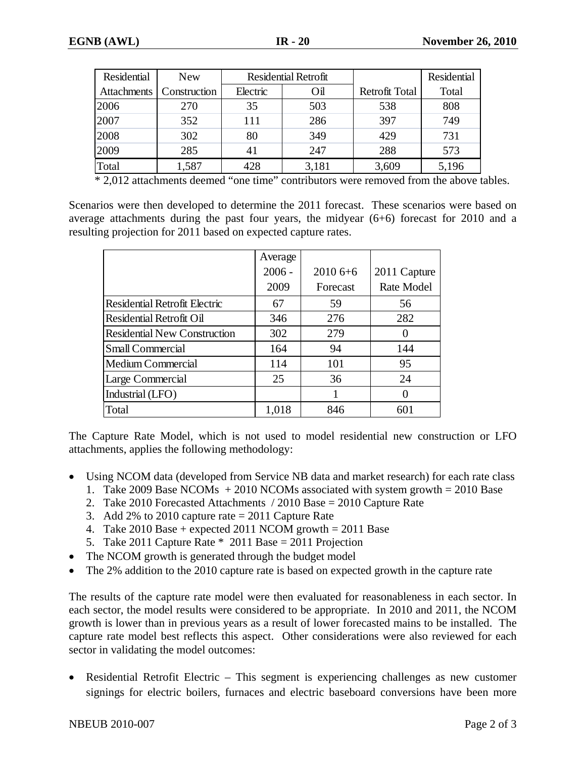| Residential Attachments | New Construction | Residential Retrofit | | Retrofit Total | Residential Total |
|---|---|---|---|---|---|
| | | Electric | Oil | | |
| 2006 | 270 | 35 | 503 | 538 | 808 |
| 2007 | 352 | 111 | 286 | 397 | 749 |
| 2008 | 302 | 80 | 349 | 429 | 731 |
| 2009 | 285 | 41 | 247 | 288 | 573 |
| Total | 1,587 | 428 | 3,181 | 3,609 | 5,196 |

\* 2,012 attachments deemed "one time" contributors were removed from the above tables.

Scenarios were then developed to determine the 2011 forecast. These scenarios were based on average attachments during the past four years, the midyear (6+6) forecast for 2010 and a resulting projection for 2011 based on expected capture rates.

| | Average 2006 - 2009 | 2010 6+6 Forecast | 2011 Capture Rate Model |
|---|---|---|---|
| Residential Retrofit Electric | 67 | 59 | 56 |
| Residential Retrofit Oil | 346 | 276 | 282 |
| Residential New Construction | 302 | 279 | 0 |
| Small Commercial | 164 | 94 | 144 |
| Medium Commercial | 114 | 101 | 95 |
| Large Commercial | 25 | 36 | 24 |
| Industrial (LFO) | | 1 | 0 |
| Total | 1,018 | 846 | 601 |

The Capture Rate Model, which is not used to model residential new construction or LFO attachments, applies the following methodology:

- Using NCOM data (developed from Service NB data and market research) for each rate class
  1. Take 2009 Base NCOMs + 2010 NCOMs associated with system growth = 2010 Base
  2. Take 2010 Forecasted Attachments / 2010 Base = 2010 Capture Rate
  3. Add 2% to 2010 capture rate = 2011 Capture Rate
  4. Take 2010 Base + expected 2011 NCOM growth = 2011 Base
  5. Take 2011 Capture Rate * 2011 Base = 2011 Projection
- The NCOM growth is generated through the budget model
- The 2% addition to the 2010 capture rate is based on expected growth in the capture rate

The results of the capture rate model were then evaluated for reasonableness in each sector. In each sector, the model results were considered to be appropriate. In 2010 and 2011, the NCOM growth is lower than in previous years as a result of lower forecasted mains to be installed. The capture rate model best reflects this aspect. Other considerations were also reviewed for each sector in validating the model outcomes:

- Residential Retrofit Electric – This segment is experiencing challenges as new customer signings for electric boilers, furnaces and electric baseboard conversions have been more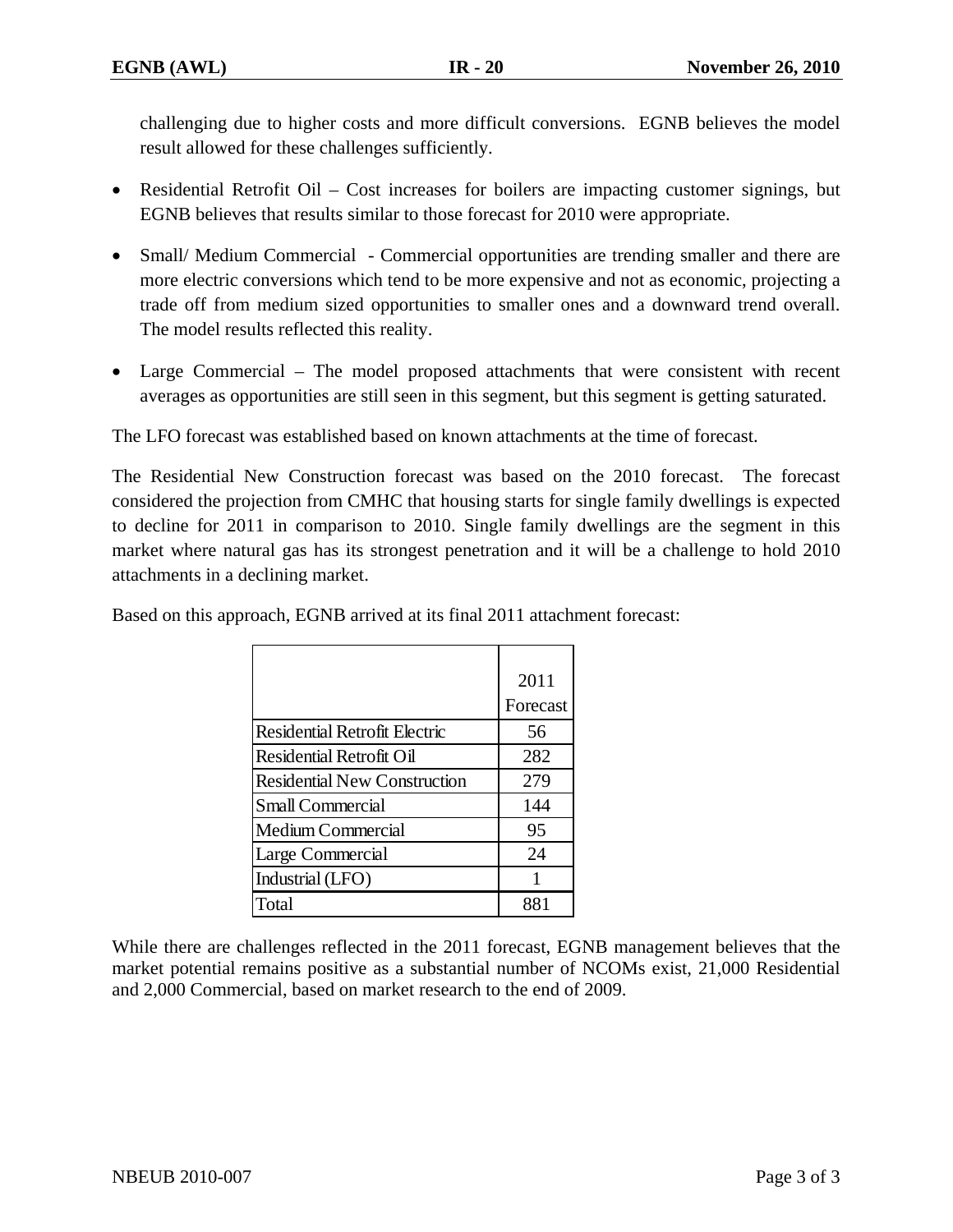challenging due to higher costs and more difficult conversions. EGNB believes the model result allowed for these challenges sufficiently.

- Residential Retrofit Oil – Cost increases for boilers are impacting customer signings, but EGNB believes that results similar to those forecast for 2010 were appropriate.
- Small/ Medium Commercial - Commercial opportunities are trending smaller and there are more electric conversions which tend to be more expensive and not as economic, projecting a trade off from medium sized opportunities to smaller ones and a downward trend overall. The model results reflected this reality.
- Large Commercial – The model proposed attachments that were consistent with recent averages as opportunities are still seen in this segment, but this segment is getting saturated.

The LFO forecast was established based on known attachments at the time of forecast.

The Residential New Construction forecast was based on the 2010 forecast. The forecast considered the projection from CMHC that housing starts for single family dwellings is expected to decline for 2011 in comparison to 2010. Single family dwellings are the segment in this market where natural gas has its strongest penetration and it will be a challenge to hold 2010 attachments in a declining market.

Based on this approach, EGNB arrived at its final 2011 attachment forecast:

| | 2011 Forecast |
|---|---|
| Residential Retrofit Electric | 56 |
| Residential Retrofit Oil | 282 |
| Residential New Construction | 279 |
| Small Commercial | 144 |
| Medium Commercial | 95 |
| Large Commercial | 24 |
| Industrial (LFO) | 1 |
| Total | 881 |

While there are challenges reflected in the 2011 forecast, EGNB management believes that the market potential remains positive as a substantial number of NCOMs exist, 21,000 Residential and 2,000 Commercial, based on market research to the end of 2009.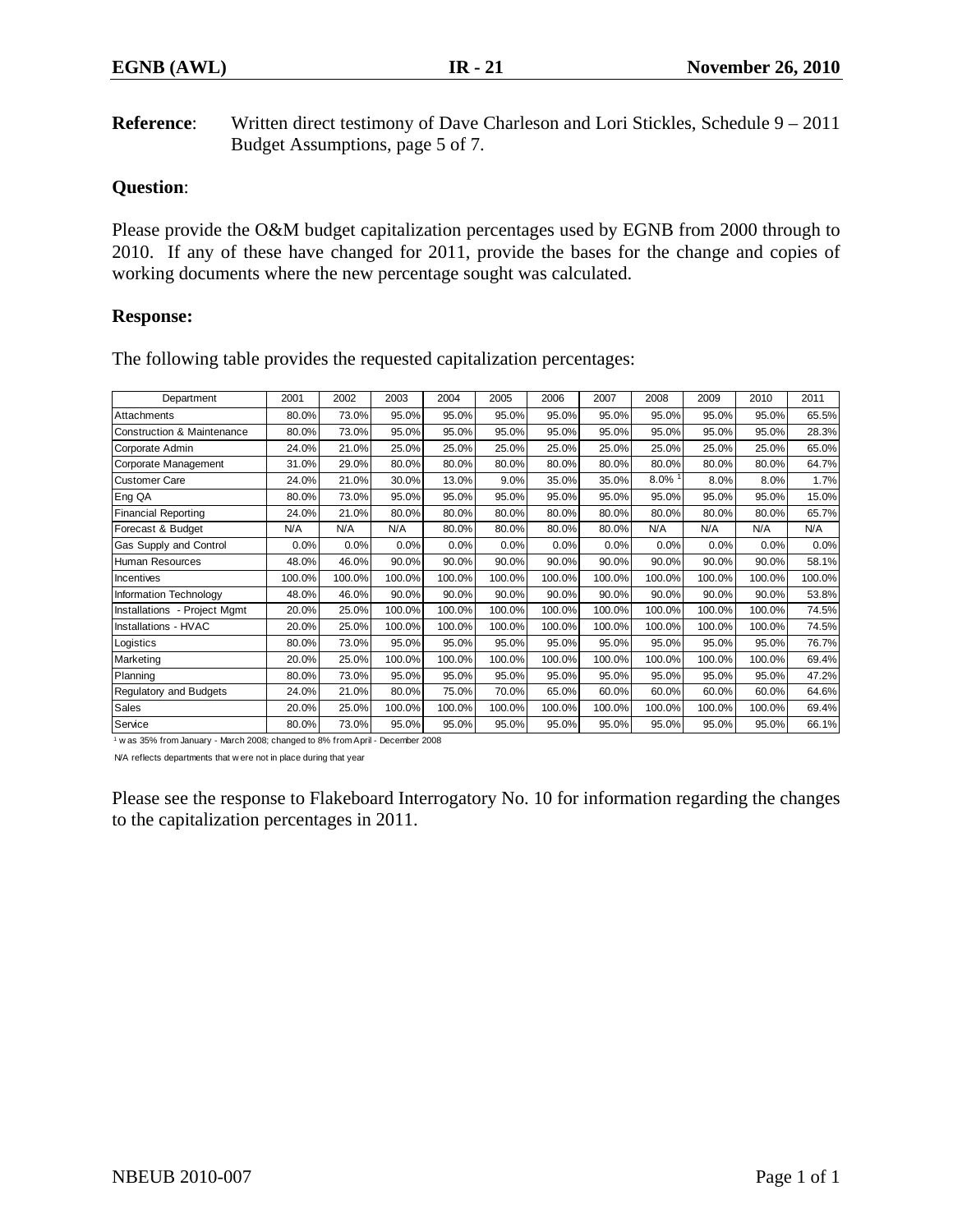**Reference**: Written direct testimony of Dave Charleson and Lori Stickles, Schedule 9 – 2011 Budget Assumptions, page 5 of 7.

**Question**:

Please provide the O&M budget capitalization percentages used by EGNB from 2000 through to 2010. If any of these have changed for 2011, provide the bases for the change and copies of working documents where the new percentage sought was calculated.

**Response:**

The following table provides the requested capitalization percentages:

| Department | 2001 | 2002 | 2003 | 2004 | 2005 | 2006 | 2007 | 2008 | 2009 | 2010 | 2011 |
|---|---|---|---|---|---|---|---|---|---|---|---|
| Attachments | 80.0% | 73.0% | 95.0% | 95.0% | 95.0% | 95.0% | 95.0% | 95.0% | 95.0% | 95.0% | 65.5% |
| Construction & Maintenance | 80.0% | 73.0% | 95.0% | 95.0% | 95.0% | 95.0% | 95.0% | 95.0% | 95.0% | 95.0% | 28.3% |
| Corporate Admin | 24.0% | 21.0% | 25.0% | 25.0% | 25.0% | 25.0% | 25.0% | 25.0% | 25.0% | 25.0% | 65.0% |
| Corporate Management | 31.0% | 29.0% | 80.0% | 80.0% | 80.0% | 80.0% | 80.0% | 80.0% | 80.0% | 80.0% | 64.7% |
| Customer Care | 24.0% | 21.0% | 30.0% | 13.0% | 9.0% | 35.0% | 35.0% | 8.0% [1] | 8.0% | 8.0% | 1.7% |
| Eng QA | 80.0% | 73.0% | 95.0% | 95.0% | 95.0% | 95.0% | 95.0% | 95.0% | 95.0% | 95.0% | 15.0% |
| Financial Reporting | 24.0% | 21.0% | 80.0% | 80.0% | 80.0% | 80.0% | 80.0% | 80.0% | 80.0% | 80.0% | 65.7% |
| Forecast & Budget | N/A | N/A | N/A | 80.0% | 80.0% | 80.0% | 80.0% | N/A | N/A | N/A | N/A |
| Gas Supply and Control | 0.0% | 0.0% | 0.0% | 0.0% | 0.0% | 0.0% | 0.0% | 0.0% | 0.0% | 0.0% | 0.0% |
| Human Resources | 48.0% | 46.0% | 90.0% | 90.0% | 90.0% | 90.0% | 90.0% | 90.0% | 90.0% | 90.0% | 58.1% |
| Incentives | 100.0% | 100.0% | 100.0% | 100.0% | 100.0% | 100.0% | 100.0% | 100.0% | 100.0% | 100.0% | 100.0% |
| Information Technology | 48.0% | 46.0% | 90.0% | 90.0% | 90.0% | 90.0% | 90.0% | 90.0% | 90.0% | 90.0% | 53.8% |
| Installations - Project Mgmt | 20.0% | 25.0% | 100.0% | 100.0% | 100.0% | 100.0% | 100.0% | 100.0% | 100.0% | 100.0% | 74.5% |
| Installations - HVAC | 20.0% | 25.0% | 100.0% | 100.0% | 100.0% | 100.0% | 100.0% | 100.0% | 100.0% | 100.0% | 74.5% |
| Logistics | 80.0% | 73.0% | 95.0% | 95.0% | 95.0% | 95.0% | 95.0% | 95.0% | 95.0% | 95.0% | 76.7% |
| Marketing | 20.0% | 25.0% | 100.0% | 100.0% | 100.0% | 100.0% | 100.0% | 100.0% | 100.0% | 100.0% | 69.4% |
| Planning | 80.0% | 73.0% | 95.0% | 95.0% | 95.0% | 95.0% | 95.0% | 95.0% | 95.0% | 95.0% | 47.2% |
| Regulatory and Budgets | 24.0% | 21.0% | 80.0% | 75.0% | 70.0% | 65.0% | 60.0% | 60.0% | 60.0% | 60.0% | 64.6% |
| Sales | 20.0% | 25.0% | 100.0% | 100.0% | 100.0% | 100.0% | 100.0% | 100.0% | 100.0% | 100.0% | 69.4% |
| Service | 80.0% | 73.0% | 95.0% | 95.0% | 95.0% | 95.0% | 95.0% | 95.0% | 95.0% | 95.0% | 66.1% |

[1] was 35% from January - March 2008; changed to 8% from April - December 2008

N/A reflects departments that were not in place during that year

Please see the response to Flakeboard Interrogatory No. 10 for information regarding the changes to the capitalization percentages in 2011.